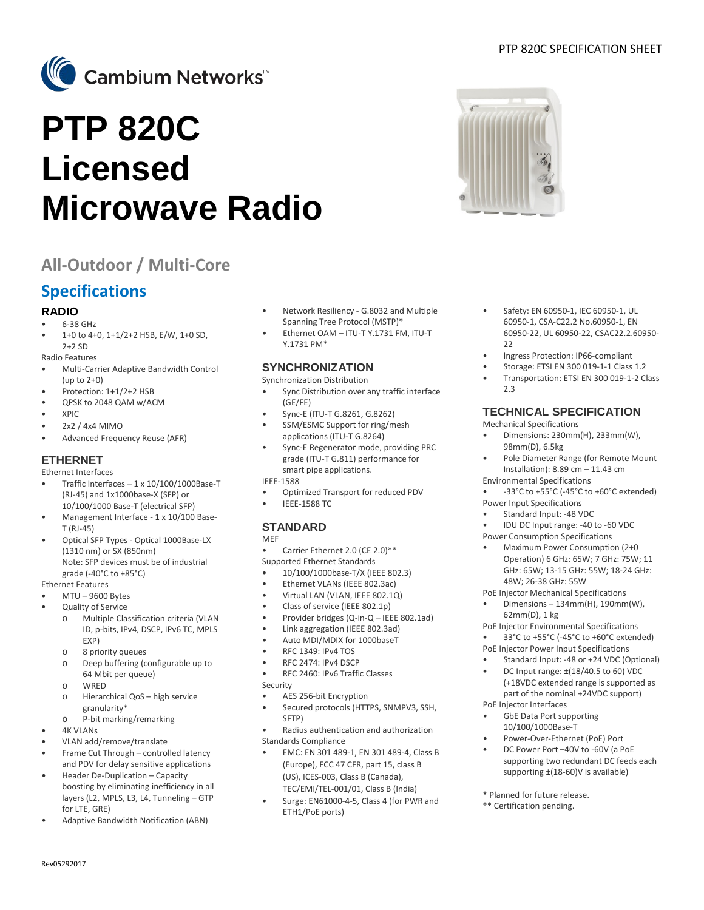# PTP 820C Licensed Microwave Radio

## All-Outdoor / Multi-Core

## Specifications

### RADIO

- 6-38 GHz
- 1+0 to 4+0, 1+1/2+2 HSB, E/W, 1+0 SD, 2+2 SD

Radio Features

- Multi-Carrier Adaptive Bandwidth Control (up to 2+0)
- Protection: 1+1/2+2 HSB
- QPSK to 2048 QAM w/ACM
- XPIC
- 2x2 / 4x4 MIMO
- Advanced Frequency Reuse (AFR)

### ETHERNET

Ethernet Interfaces

- Traffic Interfaces – 1 x 10/100/1000Base-T (RJ-45) and 1x1000base-X (SFP) or 10/100/1000 Base-T (electrical SFP)
- Management Interface - 1 x 10/100 Base-T (RJ-45)
- Optical SFP Types - Optical 1000Base-LX (1310 nm) or SX (850nm)
  Note: SFP devices must be of industrial grade (-40°C to +85°C)

Ethernet Features

- MTU – 9600 Bytes
- Quality of Service
  - Multiple Classification criteria (VLAN ID, p-bits, IPv4, DSCP, IPv6 TC, MPLS EXP)
  - 8 priority queues
  - Deep buffering (configurable up to 64 Mbit per queue)
  - WRED
  - Hierarchical QoS – high service granularity*
  - P-bit marking/remarking
- 4K VLANs
- VLAN add/remove/translate
- Frame Cut Through – controlled latency and PDV for delay sensitive applications
- Header De-Duplication – Capacity boosting by eliminating inefficiency in all layers (L2, MPLS, L3, L4, Tunneling – GTP for LTE, GRE)
- Adaptive Bandwidth Notification (ABN)
- Network Resiliency - G.8032 and Multiple Spanning Tree Protocol (MSTP)*
- Ethernet OAM – ITU-T Y.1731 FM, ITU-T Y.1731 PM*

### SYNCHRONIZATION

Synchronization Distribution

- Sync Distribution over any traffic interface (GE/FE)
- Sync-E (ITU-T G.8261, G.8262)
- SSM/ESMC Support for ring/mesh applications (ITU-T G.8264)
- Sync-E Regenerator mode, providing PRC grade (ITU-T G.811) performance for smart pipe applications.

IEEE-1588

- Optimized Transport for reduced PDV
- IEEE-1588 TC

### STANDARD

MEF

- Carrier Ethernet 2.0 (CE 2.0)**

Supported Ethernet Standards

- 10/100/1000base-T/X (IEEE 802.3)
- Ethernet VLANs (IEEE 802.3ac)
- Virtual LAN (VLAN, IEEE 802.1Q)
- Class of service (IEEE 802.1p)
- Provider bridges (Q-in-Q – IEEE 802.1ad)
- Link aggregation (IEEE 802.3ad)
- Auto MDI/MDIX for 1000baseT
- RFC 1349: IPv4 TOS
- RFC 2474: IPv4 DSCP
- RFC 2460: IPv6 Traffic Classes

Security

- AES 256-bit Encryption
- Secured protocols (HTTPS, SNMPV3, SSH, SFTP)
- Radius authentication and authorization

Standards Compliance

- EMC: EN 301 489-1, EN 301 489-4, Class B (Europe), FCC 47 CFR, part 15, class B (US), ICES-003, Class B (Canada), TEC/EMI/TEL-001/01, Class B (India)
- Surge: EN61000-4-5, Class 4 (for PWR and ETH1/PoE ports)
- Safety: EN 60950-1, IEC 60950-1, UL 60950-1, CSA-C22.2 No.60950-1, EN 60950-22, UL 60950-22, CSAC22.2.60950-22
- Ingress Protection: IP66-compliant
- Storage: ETSI EN 300 019-1-1 Class 1.2
- Transportation: ETSI EN 300 019-1-2 Class 2.3

### TECHNICAL SPECIFICATION

Mechanical Specifications

- Dimensions: 230mm(H), 233mm(W), 98mm(D), 6.5kg
- Pole Diameter Range (for Remote Mount Installation): 8.89 cm – 11.43 cm

Environmental Specifications

- -33°C to +55°C (-45°C to +60°C extended)

Power Input Specifications

- Standard Input: -48 VDC
- IDU DC Input range: -40 to -60 VDC

Power Consumption Specifications

- Maximum Power Consumption (2+0 Operation) 6 GHz: 65W; 7 GHz: 75W; 11 GHz: 65W; 13-15 GHz: 55W; 18-24 GHz: 48W; 26-38 GHz: 55W

PoE Injector Mechanical Specifications

- Dimensions – 134mm(H), 190mm(W), 62mm(D), 1 kg

PoE Injector Environmental Specifications

- 33°C to +55°C (-45°C to +60°C extended)

PoE Injector Power Input Specifications

- Standard Input: -48 or +24 VDC (Optional)
- DC Input range: ±(18/40.5 to 60) VDC (+18VDC extended range is supported as part of the nominal +24VDC support)

PoE Injector Interfaces

- GbE Data Port supporting 10/100/1000Base-T
- Power-Over-Ethernet (PoE) Port
- DC Power Port –40V to -60V (a PoE supporting two redundant DC feeds each supporting ±(18-60)V is available)

\* Planned for future release.

\** Certification pending.

Rev05292017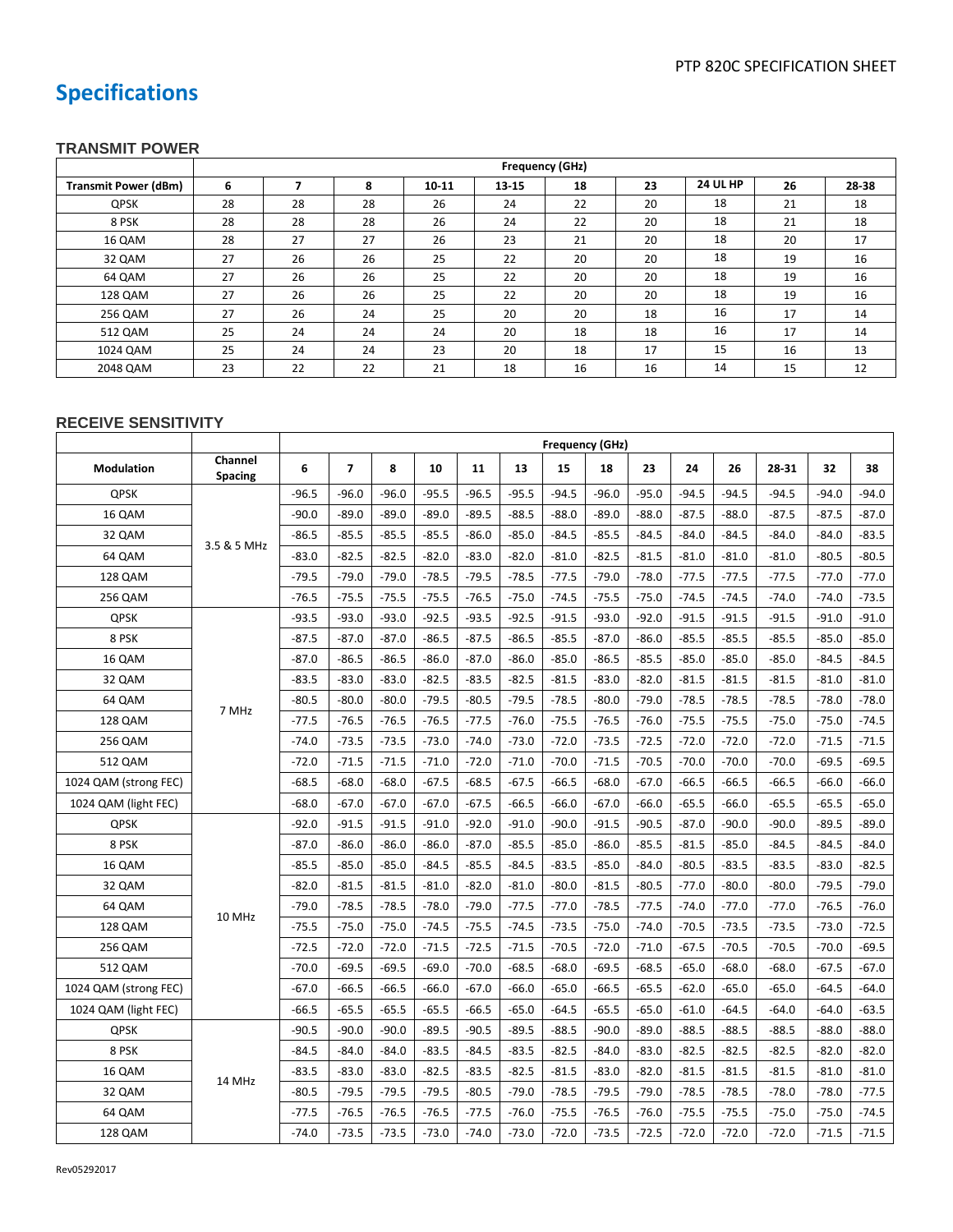# Specifications

### TRANSMIT POWER

| | Frequency (GHz) | | | | | | | | | |
|---|---|---|---|---|---|---|---|---|---|---|
| **Transmit Power (dBm)** | **6** | **7** | **8** | **10-11** | **13-15** | **18** | **23** | **24 UL HP** | **26** | **28-38** |
| QPSK | 28 | 28 | 28 | 26 | 24 | 22 | 20 | 18 | 21 | 18 |
| 8 PSK | 28 | 28 | 28 | 26 | 24 | 22 | 20 | 18 | 21 | 18 |
| 16 QAM | 28 | 27 | 27 | 26 | 23 | 21 | 20 | 18 | 20 | 17 |
| 32 QAM | 27 | 26 | 26 | 25 | 22 | 20 | 20 | 18 | 19 | 16 |
| 64 QAM | 27 | 26 | 26 | 25 | 22 | 20 | 20 | 18 | 19 | 16 |
| 128 QAM | 27 | 26 | 26 | 25 | 22 | 20 | 20 | 18 | 19 | 16 |
| 256 QAM | 27 | 26 | 24 | 25 | 20 | 20 | 18 | 16 | 17 | 14 |
| 512 QAM | 25 | 24 | 24 | 24 | 20 | 18 | 18 | 16 | 17 | 14 |
| 1024 QAM | 25 | 24 | 24 | 23 | 20 | 18 | 17 | 15 | 16 | 13 |
| 2048 QAM | 23 | 22 | 22 | 21 | 18 | 16 | 16 | 14 | 15 | 12 |

### RECEIVE SENSITIVITY

| | | Frequency (GHz) | | | | | | | | | | | | | |
|---|---|---|---|---|---|---|---|---|---|---|---|---|---|---|---|
| **Modulation** | **Channel Spacing** | **6** | **7** | **8** | **10** | **11** | **13** | **15** | **18** | **23** | **24** | **26** | **28-31** | **32** | **38** |
| QPSK | 3.5 & 5 MHz | -96.5 | -96.0 | -96.0 | -95.5 | -96.5 | -95.5 | -94.5 | -96.0 | -95.0 | -94.5 | -94.5 | -94.5 | -94.0 | -94.0 |
| 16 QAM | | -90.0 | -89.0 | -89.0 | -89.0 | -89.5 | -88.5 | -88.0 | -89.0 | -88.0 | -87.5 | -88.0 | -87.5 | -87.5 | -87.0 |
| 32 QAM | | -86.5 | -85.5 | -85.5 | -85.5 | -86.0 | -85.0 | -84.5 | -85.5 | -84.5 | -84.0 | -84.5 | -84.0 | -84.0 | -83.5 |
| 64 QAM | | -83.0 | -82.5 | -82.5 | -82.0 | -83.0 | -82.0 | -81.0 | -82.5 | -81.5 | -81.0 | -81.0 | -81.0 | -80.5 | -80.5 |
| 128 QAM | | -79.5 | -79.0 | -79.0 | -78.5 | -79.5 | -78.5 | -77.5 | -79.0 | -78.0 | -77.5 | -77.5 | -77.5 | -77.0 | -77.0 |
| 256 QAM | | -76.5 | -75.5 | -75.5 | -75.5 | -76.5 | -75.0 | -74.5 | -75.5 | -75.0 | -74.5 | -74.5 | -74.0 | -74.0 | -73.5 |
| QPSK | 7 MHz | -93.5 | -93.0 | -93.0 | -92.5 | -93.5 | -92.5 | -91.5 | -93.0 | -92.0 | -91.5 | -91.5 | -91.5 | -91.0 | -91.0 |
| 8 PSK | | -87.5 | -87.0 | -87.0 | -86.5 | -87.5 | -86.5 | -85.5 | -87.0 | -86.0 | -85.5 | -85.5 | -85.5 | -85.0 | -85.0 |
| 16 QAM | | -87.0 | -86.5 | -86.5 | -86.0 | -87.0 | -86.0 | -85.0 | -86.5 | -85.5 | -85.0 | -85.0 | -85.0 | -84.5 | -84.5 |
| 32 QAM | | -83.5 | -83.0 | -83.0 | -82.5 | -83.5 | -82.5 | -81.5 | -83.0 | -82.0 | -81.5 | -81.5 | -81.5 | -81.0 | -81.0 |
| 64 QAM | | -80.5 | -80.0 | -80.0 | -79.5 | -80.5 | -79.5 | -78.5 | -80.0 | -79.0 | -78.5 | -78.5 | -78.5 | -78.0 | -78.0 |
| 128 QAM | | -77.5 | -76.5 | -76.5 | -76.5 | -77.5 | -76.0 | -75.5 | -76.5 | -76.0 | -75.5 | -75.5 | -75.0 | -75.0 | -74.5 |
| 256 QAM | | -74.0 | -73.5 | -73.5 | -73.0 | -74.0 | -73.0 | -72.0 | -73.5 | -72.5 | -72.0 | -72.0 | -72.0 | -71.5 | -71.5 |
| 512 QAM | | -72.0 | -71.5 | -71.5 | -71.0 | -72.0 | -71.0 | -70.0 | -71.5 | -70.5 | -70.0 | -70.0 | -70.0 | -69.5 | -69.5 |
| 1024 QAM (strong FEC) | | -68.5 | -68.0 | -68.0 | -67.5 | -68.5 | -67.5 | -66.5 | -68.0 | -67.0 | -66.5 | -66.5 | -66.5 | -66.0 | -66.0 |
| 1024 QAM (light FEC) | | -68.0 | -67.0 | -67.0 | -67.0 | -67.5 | -66.5 | -66.0 | -67.0 | -66.0 | -65.5 | -66.0 | -65.5 | -65.5 | -65.0 |
| QPSK | 10 MHz | -92.0 | -91.5 | -91.5 | -91.0 | -92.0 | -91.0 | -90.0 | -91.5 | -90.5 | -87.0 | -90.0 | -90.0 | -89.5 | -89.0 |
| 8 PSK | | -87.0 | -86.0 | -86.0 | -86.0 | -87.0 | -85.5 | -85.0 | -86.0 | -85.5 | -81.5 | -85.0 | -84.5 | -84.5 | -84.0 |
| 16 QAM | | -85.5 | -85.0 | -85.0 | -84.5 | -85.5 | -84.5 | -83.5 | -85.0 | -84.0 | -80.5 | -83.5 | -83.5 | -83.0 | -82.5 |
| 32 QAM | | -82.0 | -81.5 | -81.5 | -81.0 | -82.0 | -81.0 | -80.0 | -81.5 | -80.5 | -77.0 | -80.0 | -80.0 | -79.5 | -79.0 |
| 64 QAM | | -79.0 | -78.5 | -78.5 | -78.0 | -79.0 | -77.5 | -77.0 | -78.5 | -77.5 | -74.0 | -77.0 | -77.0 | -76.5 | -76.0 |
| 128 QAM | | -75.5 | -75.0 | -75.0 | -74.5 | -75.5 | -74.5 | -73.5 | -75.0 | -74.0 | -70.5 | -73.5 | -73.5 | -73.0 | -72.5 |
| 256 QAM | | -72.5 | -72.0 | -72.0 | -71.5 | -72.5 | -71.5 | -70.5 | -72.0 | -71.0 | -67.5 | -70.5 | -70.5 | -70.0 | -69.5 |
| 512 QAM | | -70.0 | -69.5 | -69.5 | -69.0 | -70.0 | -68.5 | -68.0 | -69.5 | -68.5 | -65.0 | -68.0 | -68.0 | -67.5 | -67.0 |
| 1024 QAM (strong FEC) | | -67.0 | -66.5 | -66.5 | -66.0 | -67.0 | -66.0 | -65.0 | -66.5 | -65.5 | -62.0 | -65.0 | -65.0 | -64.5 | -64.0 |
| 1024 QAM (light FEC) | | -66.5 | -65.5 | -65.5 | -65.5 | -66.5 | -65.0 | -64.5 | -65.5 | -65.0 | -61.0 | -64.5 | -64.0 | -64.0 | -63.5 |
| QPSK | 14 MHz | -90.5 | -90.0 | -90.0 | -89.5 | -90.5 | -89.5 | -88.5 | -90.0 | -89.0 | -88.5 | -88.5 | -88.5 | -88.0 | -88.0 |
| 8 PSK | | -84.5 | -84.0 | -84.0 | -83.5 | -84.5 | -83.5 | -82.5 | -84.0 | -83.0 | -82.5 | -82.5 | -82.5 | -82.0 | -82.0 |
| 16 QAM | | -83.5 | -83.0 | -83.0 | -82.5 | -83.5 | -82.5 | -81.5 | -83.0 | -82.0 | -81.5 | -81.5 | -81.5 | -81.0 | -81.0 |
| 32 QAM | | -80.5 | -79.5 | -79.5 | -79.5 | -80.5 | -79.0 | -78.5 | -79.5 | -79.0 | -78.5 | -78.5 | -78.0 | -78.0 | -77.5 |
| 64 QAM | | -77.5 | -76.5 | -76.5 | -76.5 | -77.5 | -76.0 | -75.5 | -76.5 | -76.0 | -75.5 | -75.5 | -75.0 | -75.0 | -74.5 |
| 128 QAM | | -74.0 | -73.5 | -73.5 | -73.0 | -74.0 | -73.0 | -72.0 | -73.5 | -72.5 | -72.0 | -72.0 | -72.0 | -71.5 | -71.5 |

Rev05292017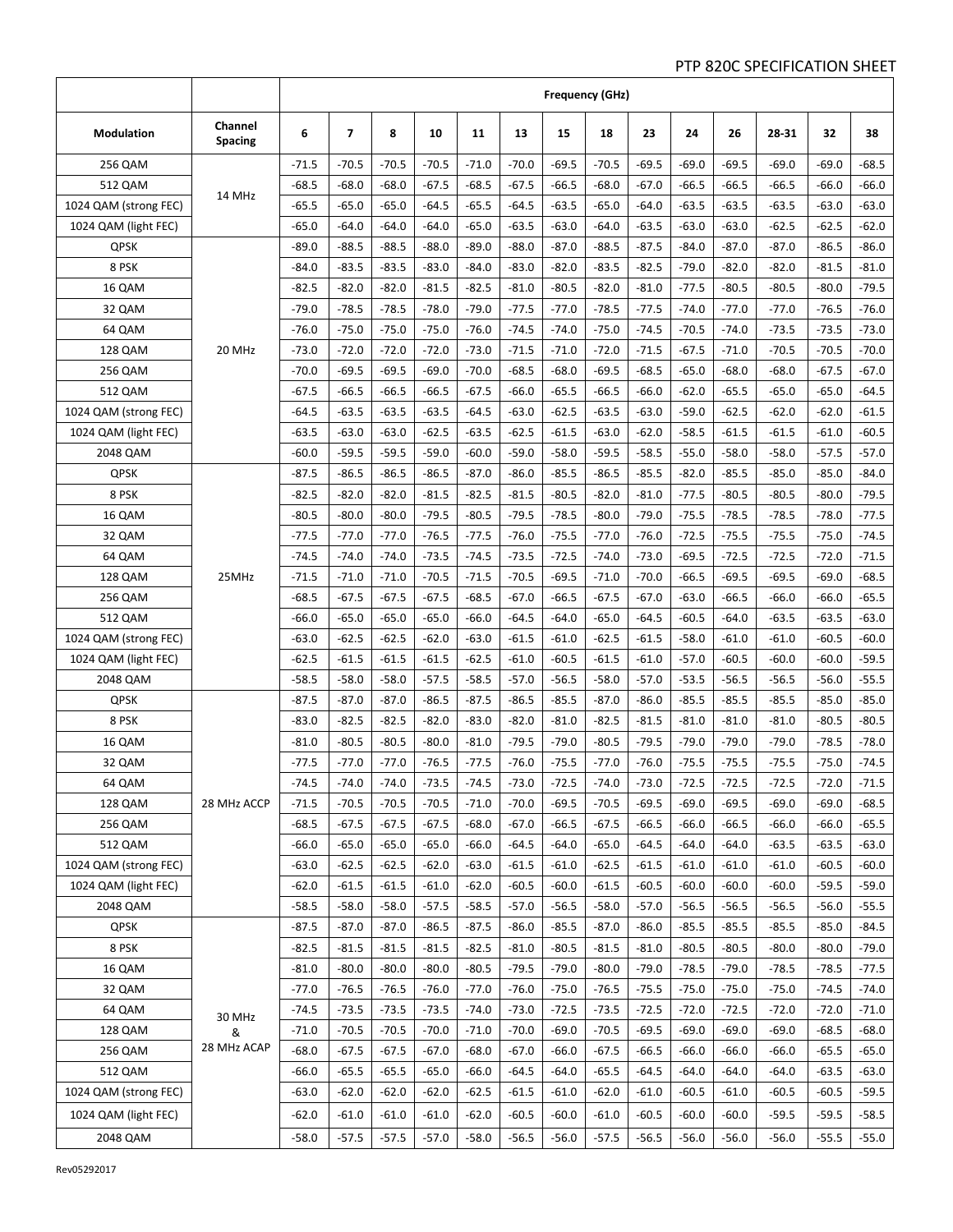| Modulation | Channel Spacing | Frequency (GHz) | | | | | | | | | | | | | |
|---|---|---|---|---|---|---|---|---|---|---|---|---|---|---|---|
| | | 6 | 7 | 8 | 10 | 11 | 13 | 15 | 18 | 23 | 24 | 26 | 28-31 | 32 | 38 |
| 256 QAM | 14 MHz | -71.5 | -70.5 | -70.5 | -70.5 | -71.0 | -70.0 | -69.5 | -70.5 | -69.5 | -69.0 | -69.5 | -69.0 | -69.0 | -68.5 |
| 512 QAM | | -68.5 | -68.0 | -68.0 | -67.5 | -68.5 | -67.5 | -66.5 | -68.0 | -67.0 | -66.5 | -66.5 | -66.5 | -66.0 | -66.0 |
| 1024 QAM (strong FEC) | | -65.5 | -65.0 | -65.0 | -64.5 | -65.5 | -64.5 | -63.5 | -65.0 | -64.0 | -63.5 | -63.5 | -63.5 | -63.0 | -63.0 |
| 1024 QAM (light FEC) | | -65.0 | -64.0 | -64.0 | -64.0 | -65.0 | -63.5 | -63.0 | -64.0 | -63.5 | -63.0 | -63.0 | -62.5 | -62.5 | -62.0 |
| QPSK | 20 MHz | -89.0 | -88.5 | -88.5 | -88.0 | -89.0 | -88.0 | -87.0 | -88.5 | -87.5 | -84.0 | -87.0 | -87.0 | -86.5 | -86.0 |
| 8 PSK | | -84.0 | -83.5 | -83.5 | -83.0 | -84.0 | -83.0 | -82.0 | -83.5 | -82.5 | -79.0 | -82.0 | -82.0 | -81.5 | -81.0 |
| 16 QAM | | -82.5 | -82.0 | -82.0 | -81.5 | -82.5 | -81.0 | -80.5 | -82.0 | -81.0 | -77.5 | -80.5 | -80.5 | -80.0 | -79.5 |
| 32 QAM | | -79.0 | -78.5 | -78.5 | -78.0 | -79.0 | -77.5 | -77.0 | -78.5 | -77.5 | -74.0 | -77.0 | -77.0 | -76.5 | -76.0 |
| 64 QAM | | -76.0 | -75.0 | -75.0 | -75.0 | -76.0 | -74.5 | -74.0 | -75.0 | -74.5 | -70.5 | -74.0 | -73.5 | -73.5 | -73.0 |
| 128 QAM | | -73.0 | -72.0 | -72.0 | -72.0 | -73.0 | -71.5 | -71.0 | -72.0 | -71.5 | -67.5 | -71.0 | -70.5 | -70.5 | -70.0 |
| 256 QAM | | -70.0 | -69.5 | -69.5 | -69.0 | -70.0 | -68.5 | -68.0 | -69.5 | -68.5 | -65.0 | -68.0 | -68.0 | -67.5 | -67.0 |
| 512 QAM | | -67.5 | -66.5 | -66.5 | -66.5 | -67.5 | -66.0 | -65.5 | -66.5 | -66.0 | -62.0 | -65.5 | -65.0 | -65.0 | -64.5 |
| 1024 QAM (strong FEC) | | -64.5 | -63.5 | -63.5 | -63.5 | -64.5 | -63.0 | -62.5 | -63.5 | -63.0 | -59.0 | -62.5 | -62.0 | -62.0 | -61.5 |
| 1024 QAM (light FEC) | | -63.5 | -63.0 | -63.0 | -62.5 | -63.5 | -62.5 | -61.5 | -63.0 | -62.0 | -58.5 | -61.5 | -61.5 | -61.0 | -60.5 |
| 2048 QAM | | -60.0 | -59.5 | -59.5 | -59.0 | -60.0 | -59.0 | -58.0 | -59.5 | -58.5 | -55.0 | -58.0 | -58.0 | -57.5 | -57.0 |
| QPSK | 25MHz | -87.5 | -86.5 | -86.5 | -86.5 | -87.0 | -86.0 | -85.5 | -86.5 | -85.5 | -82.0 | -85.5 | -85.0 | -85.0 | -84.0 |
| 8 PSK | | -82.5 | -82.0 | -82.0 | -81.5 | -82.5 | -81.5 | -80.5 | -82.0 | -81.0 | -77.5 | -80.5 | -80.5 | -80.0 | -79.5 |
| 16 QAM | | -80.5 | -80.0 | -80.0 | -79.5 | -80.5 | -79.5 | -78.5 | -80.0 | -79.0 | -75.5 | -78.5 | -78.5 | -78.0 | -77.5 |
| 32 QAM | | -77.5 | -77.0 | -77.0 | -76.5 | -77.5 | -76.0 | -75.5 | -77.0 | -76.0 | -72.5 | -75.5 | -75.5 | -75.0 | -74.5 |
| 64 QAM | | -74.5 | -74.0 | -74.0 | -73.5 | -74.5 | -73.5 | -72.5 | -74.0 | -73.0 | -69.5 | -72.5 | -72.5 | -72.0 | -71.5 |
| 128 QAM | | -71.5 | -71.0 | -71.0 | -70.5 | -71.5 | -70.5 | -69.5 | -71.0 | -70.0 | -66.5 | -69.5 | -69.5 | -69.0 | -68.5 |
| 256 QAM | | -68.5 | -67.5 | -67.5 | -67.5 | -68.5 | -67.0 | -66.5 | -67.5 | -67.0 | -63.0 | -66.5 | -66.0 | -66.0 | -65.5 |
| 512 QAM | | -66.0 | -65.0 | -65.0 | -65.0 | -66.0 | -64.5 | -64.0 | -65.0 | -64.5 | -60.5 | -64.0 | -63.5 | -63.5 | -63.0 |
| 1024 QAM (strong FEC) | | -63.0 | -62.5 | -62.5 | -62.0 | -63.0 | -61.5 | -61.0 | -62.5 | -61.5 | -58.0 | -61.0 | -61.0 | -60.5 | -60.0 |
| 1024 QAM (light FEC) | | -62.5 | -61.5 | -61.5 | -61.5 | -62.5 | -61.0 | -60.5 | -61.5 | -61.0 | -57.0 | -60.5 | -60.0 | -60.0 | -59.5 |
| 2048 QAM | | -58.5 | -58.0 | -58.0 | -57.5 | -58.5 | -57.0 | -56.5 | -58.0 | -57.0 | -53.5 | -56.5 | -56.5 | -56.0 | -55.5 |
| QPSK | 28 MHz ACCP | -87.5 | -87.0 | -87.0 | -86.5 | -87.5 | -86.5 | -85.5 | -87.0 | -86.0 | -85.5 | -85.5 | -85.5 | -85.0 | -85.0 |
| 8 PSK | | -83.0 | -82.5 | -82.5 | -82.0 | -83.0 | -82.0 | -81.0 | -82.5 | -81.5 | -81.0 | -81.0 | -81.0 | -80.5 | -80.5 |
| 16 QAM | | -81.0 | -80.5 | -80.5 | -80.0 | -81.0 | -79.5 | -79.0 | -80.5 | -79.5 | -79.0 | -79.0 | -79.0 | -78.5 | -78.0 |
| 32 QAM | | -77.5 | -77.0 | -77.0 | -76.5 | -77.5 | -76.0 | -75.5 | -77.0 | -76.0 | -75.5 | -75.5 | -75.5 | -75.0 | -74.5 |
| 64 QAM | | -74.5 | -74.0 | -74.0 | -73.5 | -74.5 | -73.0 | -72.5 | -74.0 | -73.0 | -72.5 | -72.5 | -72.5 | -72.0 | -71.5 |
| 128 QAM | | -71.5 | -70.5 | -70.5 | -70.5 | -71.0 | -70.0 | -69.5 | -70.5 | -69.5 | -69.0 | -69.5 | -69.0 | -69.0 | -68.5 |
| 256 QAM | | -68.5 | -67.5 | -67.5 | -67.5 | -68.0 | -67.0 | -66.5 | -67.5 | -66.5 | -66.0 | -66.5 | -66.0 | -66.0 | -65.5 |
| 512 QAM | | -66.0 | -65.0 | -65.0 | -65.0 | -66.0 | -64.5 | -64.0 | -65.0 | -64.5 | -64.0 | -64.0 | -63.5 | -63.5 | -63.0 |
| 1024 QAM (strong FEC) | | -63.0 | -62.5 | -62.5 | -62.0 | -63.0 | -61.5 | -61.0 | -62.5 | -61.5 | -61.0 | -61.0 | -61.0 | -60.5 | -60.0 |
| 1024 QAM (light FEC) | | -62.0 | -61.5 | -61.5 | -61.0 | -62.0 | -60.5 | -60.0 | -61.5 | -60.5 | -60.0 | -60.0 | -60.0 | -59.5 | -59.0 |
| 2048 QAM | | -58.5 | -58.0 | -58.0 | -57.5 | -58.5 | -57.0 | -56.5 | -58.0 | -57.0 | -56.5 | -56.5 | -56.5 | -56.0 | -55.5 |
| QPSK | 30 MHz & 28 MHz ACAP | -87.5 | -87.0 | -87.0 | -86.5 | -87.5 | -86.0 | -85.5 | -87.0 | -86.0 | -85.5 | -85.5 | -85.5 | -85.0 | -84.5 |
| 8 PSK | | -82.5 | -81.5 | -81.5 | -81.5 | -82.5 | -81.0 | -80.5 | -81.5 | -81.0 | -80.5 | -80.5 | -80.0 | -80.0 | -79.0 |
| 16 QAM | | -81.0 | -80.0 | -80.0 | -80.0 | -80.5 | -79.5 | -79.0 | -80.0 | -79.0 | -78.5 | -79.0 | -78.5 | -78.5 | -77.5 |
| 32 QAM | | -77.0 | -76.5 | -76.5 | -76.0 | -77.0 | -76.0 | -75.0 | -76.5 | -75.5 | -75.0 | -75.0 | -75.0 | -74.5 | -74.0 |
| 64 QAM | | -74.5 | -73.5 | -73.5 | -73.5 | -74.0 | -73.0 | -72.5 | -73.5 | -72.5 | -72.0 | -72.5 | -72.0 | -72.0 | -71.0 |
| 128 QAM | | -71.0 | -70.5 | -70.5 | -70.0 | -71.0 | -70.0 | -69.0 | -70.5 | -69.5 | -69.0 | -69.0 | -69.0 | -68.5 | -68.0 |
| 256 QAM | | -68.0 | -67.5 | -67.5 | -67.0 | -68.0 | -67.0 | -66.0 | -67.5 | -66.5 | -66.0 | -66.0 | -66.0 | -65.5 | -65.0 |
| 512 QAM | | -66.0 | -65.5 | -65.5 | -65.0 | -66.0 | -64.5 | -64.0 | -65.5 | -64.5 | -64.0 | -64.0 | -64.0 | -63.5 | -63.0 |
| 1024 QAM (strong FEC) | | -63.0 | -62.0 | -62.0 | -62.0 | -62.5 | -61.5 | -61.0 | -62.0 | -61.0 | -60.5 | -61.0 | -60.5 | -60.5 | -59.5 |
| 1024 QAM (light FEC) | | -62.0 | -61.0 | -61.0 | -61.0 | -62.0 | -60.5 | -60.0 | -61.0 | -60.5 | -60.0 | -60.0 | -59.5 | -59.5 | -58.5 |
| 2048 QAM | | -58.0 | -57.5 | -57.5 | -57.0 | -58.0 | -56.5 | -56.0 | -57.5 | -56.5 | -56.0 | -56.0 | -56.0 | -55.5 | -55.0 |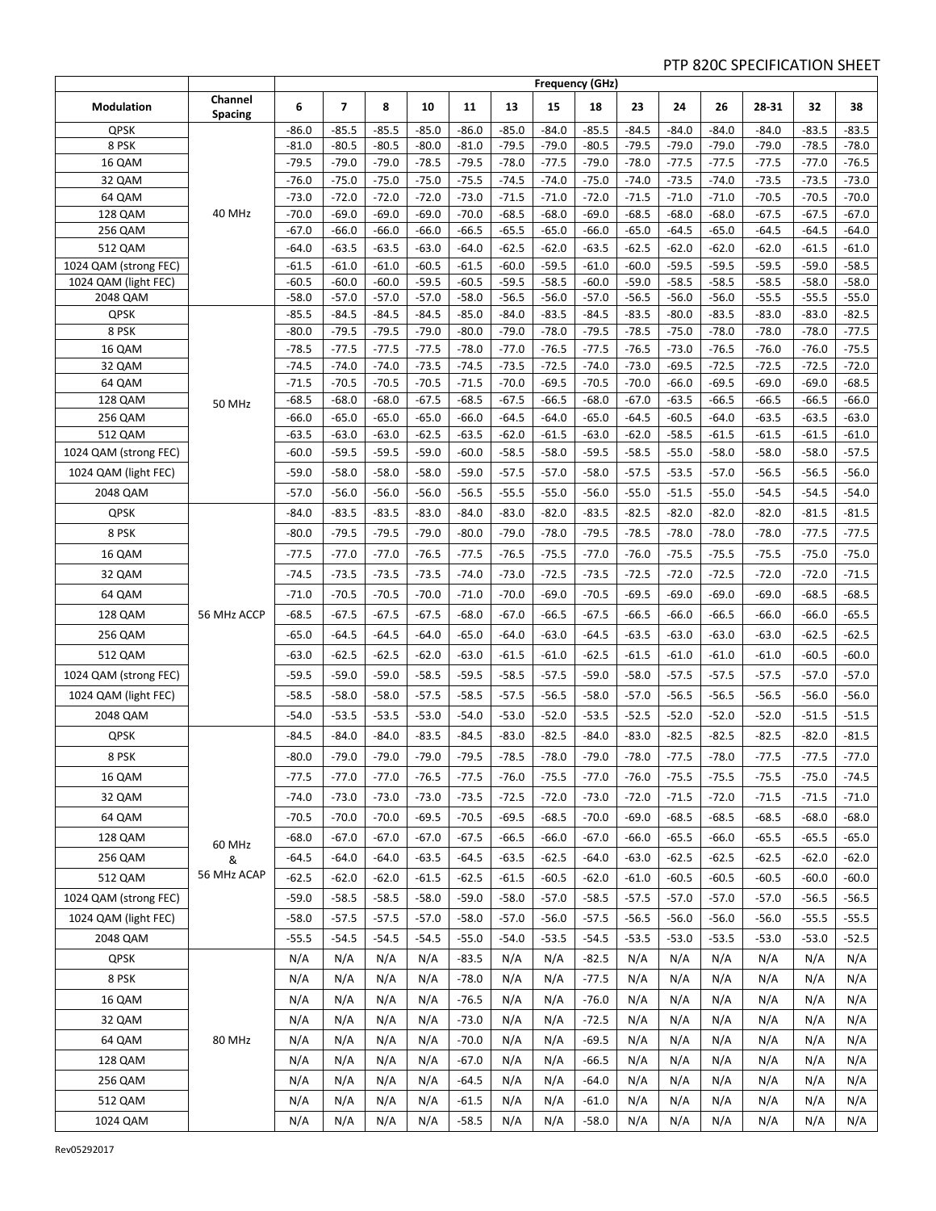| Modulation | Channel Spacing | Frequency (GHz) | | | | | | | | | | | | | |
|---|---|---|---|---|---|---|---|---|---|---|---|---|---|---|---|
| | | 6 | 7 | 8 | 10 | 11 | 13 | 15 | 18 | 23 | 24 | 26 | 28-31 | 32 | 38 |
| QPSK | 40 MHz | -86.0 | -85.5 | -85.5 | -85.0 | -86.0 | -85.0 | -84.0 | -85.5 | -84.5 | -84.0 | -84.0 | -84.0 | -83.5 | -83.5 |
| 8 PSK | | -81.0 | -80.5 | -80.5 | -80.0 | -81.0 | -79.5 | -79.0 | -80.5 | -79.5 | -79.0 | -79.0 | -79.0 | -78.5 | -78.0 |
| 16 QAM | | -79.5 | -79.0 | -79.0 | -78.5 | -79.5 | -78.0 | -77.5 | -79.0 | -78.0 | -77.5 | -77.5 | -77.5 | -77.0 | -76.5 |
| 32 QAM | | -76.0 | -75.0 | -75.0 | -75.0 | -75.5 | -74.5 | -74.0 | -75.0 | -74.0 | -73.5 | -74.0 | -73.5 | -73.5 | -73.0 |
| 64 QAM | | -73.0 | -72.0 | -72.0 | -72.0 | -73.0 | -71.5 | -71.0 | -72.0 | -71.5 | -71.0 | -71.0 | -70.5 | -70.5 | -70.0 |
| 128 QAM | | -70.0 | -69.0 | -69.0 | -69.0 | -70.0 | -68.5 | -68.0 | -69.0 | -68.5 | -68.0 | -68.0 | -67.5 | -67.5 | -67.0 |
| 256 QAM | | -67.0 | -66.0 | -66.0 | -66.0 | -66.5 | -65.5 | -65.0 | -66.0 | -65.0 | -64.5 | -65.0 | -64.5 | -64.5 | -64.0 |
| 512 QAM | | -64.0 | -63.5 | -63.5 | -63.0 | -64.0 | -62.5 | -62.0 | -63.5 | -62.5 | -62.0 | -62.0 | -62.0 | -61.5 | -61.0 |
| 1024 QAM (strong FEC) | | -61.5 | -61.0 | -61.0 | -60.5 | -61.5 | -60.0 | -59.5 | -61.0 | -60.0 | -59.5 | -59.5 | -59.5 | -59.0 | -58.5 |
| 1024 QAM (light FEC) | | -60.5 | -60.0 | -60.0 | -59.5 | -60.5 | -59.5 | -58.5 | -60.0 | -59.0 | -58.5 | -58.5 | -58.5 | -58.0 | -58.0 |
| 2048 QAM | | -58.0 | -57.0 | -57.0 | -57.0 | -58.0 | -56.5 | -56.0 | -57.0 | -56.5 | -56.0 | -56.0 | -55.5 | -55.5 | -55.0 |
| QPSK | 50 MHz | -85.5 | -84.5 | -84.5 | -84.5 | -85.0 | -84.0 | -83.5 | -84.5 | -83.5 | -80.0 | -83.5 | -83.0 | -83.0 | -82.5 |
| 8 PSK | | -80.0 | -79.5 | -79.5 | -79.0 | -80.0 | -79.0 | -78.0 | -79.5 | -78.5 | -75.0 | -78.0 | -78.0 | -78.0 | -77.5 |
| 16 QAM | | -78.5 | -77.5 | -77.5 | -77.5 | -78.0 | -77.0 | -76.5 | -77.5 | -76.5 | -73.0 | -76.5 | -76.0 | -76.0 | -75.5 |
| 32 QAM | | -74.5 | -74.0 | -74.0 | -73.5 | -74.5 | -73.5 | -72.5 | -74.0 | -73.0 | -69.5 | -72.5 | -72.5 | -72.5 | -72.0 |
| 64 QAM | | -71.5 | -70.5 | -70.5 | -70.5 | -71.5 | -70.0 | -69.5 | -70.5 | -70.0 | -66.0 | -69.5 | -69.0 | -69.0 | -68.5 |
| 128 QAM | | -68.5 | -68.0 | -68.0 | -67.5 | -68.5 | -67.5 | -66.5 | -68.0 | -67.0 | -63.5 | -66.5 | -66.5 | -66.5 | -66.0 |
| 256 QAM | | -66.0 | -65.0 | -65.0 | -65.0 | -66.0 | -64.5 | -64.0 | -65.0 | -64.5 | -60.5 | -64.0 | -63.5 | -63.5 | -63.0 |
| 512 QAM | | -63.5 | -63.0 | -63.0 | -62.5 | -63.5 | -62.0 | -61.5 | -63.0 | -62.0 | -58.5 | -61.5 | -61.5 | -61.5 | -61.0 |
| 1024 QAM (strong FEC) | | -60.0 | -59.5 | -59.5 | -59.0 | -60.0 | -58.5 | -58.0 | -59.5 | -58.5 | -55.0 | -58.0 | -58.0 | -58.0 | -57.5 |
| 1024 QAM (light FEC) | | -59.0 | -58.0 | -58.0 | -58.0 | -59.0 | -57.5 | -57.0 | -58.0 | -57.5 | -53.5 | -57.0 | -56.5 | -56.5 | -56.0 |
| 2048 QAM | | -57.0 | -56.0 | -56.0 | -56.0 | -56.5 | -55.5 | -55.0 | -56.0 | -55.0 | -51.5 | -55.0 | -54.5 | -54.5 | -54.0 |
| QPSK | 56 MHz ACCP | -84.0 | -83.5 | -83.5 | -83.0 | -84.0 | -83.0 | -82.0 | -83.5 | -82.5 | -82.0 | -82.0 | -82.0 | -81.5 | -81.5 |
| 8 PSK | | -80.0 | -79.5 | -79.5 | -79.0 | -80.0 | -79.0 | -78.0 | -79.5 | -78.5 | -78.0 | -78.0 | -78.0 | -77.5 | -77.5 |
| 16 QAM | | -77.5 | -77.0 | -77.0 | -76.5 | -77.5 | -76.5 | -75.5 | -77.0 | -76.0 | -75.5 | -75.5 | -75.5 | -75.0 | -75.0 |
| 32 QAM | | -74.5 | -73.5 | -73.5 | -73.5 | -74.0 | -73.0 | -72.5 | -73.5 | -72.5 | -72.0 | -72.5 | -72.0 | -72.0 | -71.5 |
| 64 QAM | | -71.0 | -70.5 | -70.5 | -70.0 | -71.0 | -70.0 | -69.0 | -70.5 | -69.5 | -69.0 | -69.0 | -69.0 | -68.5 | -68.5 |
| 128 QAM | | -68.5 | -67.5 | -67.5 | -67.5 | -68.0 | -67.0 | -66.5 | -67.5 | -66.5 | -66.0 | -66.5 | -66.0 | -66.0 | -65.5 |
| 256 QAM | | -65.0 | -64.5 | -64.5 | -64.0 | -65.0 | -64.0 | -63.0 | -64.5 | -63.5 | -63.0 | -63.0 | -63.0 | -62.5 | -62.5 |
| 512 QAM | | -63.0 | -62.5 | -62.5 | -62.0 | -63.0 | -61.5 | -61.0 | -62.5 | -61.5 | -61.0 | -61.0 | -61.0 | -60.5 | -60.0 |
| 1024 QAM (strong FEC) | | -59.5 | -59.0 | -59.0 | -58.5 | -59.5 | -58.5 | -57.5 | -59.0 | -58.0 | -57.5 | -57.5 | -57.5 | -57.0 | -57.0 |
| 1024 QAM (light FEC) | | -58.5 | -58.0 | -58.0 | -57.5 | -58.5 | -57.5 | -56.5 | -58.0 | -57.0 | -56.5 | -56.5 | -56.5 | -56.0 | -56.0 |
| 2048 QAM | | -54.0 | -53.5 | -53.5 | -53.0 | -54.0 | -53.0 | -52.0 | -53.5 | -52.5 | -52.0 | -52.0 | -52.0 | -51.5 | -51.5 |
| QPSK | 60 MHz & 56 MHz ACAP | -84.5 | -84.0 | -84.0 | -83.5 | -84.5 | -83.0 | -82.5 | -84.0 | -83.0 | -82.5 | -82.5 | -82.5 | -82.0 | -81.5 |
| 8 PSK | | -80.0 | -79.0 | -79.0 | -79.0 | -79.5 | -78.5 | -78.0 | -79.0 | -78.0 | -77.5 | -78.0 | -77.5 | -77.5 | -77.0 |
| 16 QAM | | -77.5 | -77.0 | -77.0 | -76.5 | -77.5 | -76.0 | -75.5 | -77.0 | -76.0 | -75.5 | -75.5 | -75.5 | -75.0 | -74.5 |
| 32 QAM | | -74.0 | -73.0 | -73.0 | -73.0 | -73.5 | -72.5 | -72.0 | -73.0 | -72.0 | -71.5 | -72.0 | -71.5 | -71.5 | -71.0 |
| 64 QAM | | -70.5 | -70.0 | -70.0 | -69.5 | -70.5 | -69.5 | -68.5 | -70.0 | -69.0 | -68.5 | -68.5 | -68.5 | -68.0 | -68.0 |
| 128 QAM | | -68.0 | -67.0 | -67.0 | -67.0 | -67.5 | -66.5 | -66.0 | -67.0 | -66.0 | -65.5 | -66.0 | -65.5 | -65.5 | -65.0 |
| 256 QAM | | -64.5 | -64.0 | -64.0 | -63.5 | -64.5 | -63.5 | -62.5 | -64.0 | -63.0 | -62.5 | -62.5 | -62.5 | -62.0 | -62.0 |
| 512 QAM | | -62.5 | -62.0 | -62.0 | -61.5 | -62.5 | -61.5 | -60.5 | -62.0 | -61.0 | -60.5 | -60.5 | -60.5 | -60.0 | -60.0 |
| 1024 QAM (strong FEC) | | -59.0 | -58.5 | -58.5 | -58.0 | -59.0 | -58.0 | -57.0 | -58.5 | -57.5 | -57.0 | -57.0 | -57.0 | -56.5 | -56.5 |
| 1024 QAM (light FEC) | | -58.0 | -57.5 | -57.5 | -57.0 | -58.0 | -57.0 | -56.0 | -57.5 | -56.5 | -56.0 | -56.0 | -56.0 | -55.5 | -55.5 |
| 2048 QAM | | -55.5 | -54.5 | -54.5 | -54.5 | -55.0 | -54.0 | -53.5 | -54.5 | -53.5 | -53.0 | -53.5 | -53.0 | -53.0 | -52.5 |
| QPSK | 80 MHz | N/A | N/A | N/A | N/A | -83.5 | N/A | N/A | -82.5 | N/A | N/A | N/A | N/A | N/A | N/A |
| 8 PSK | | N/A | N/A | N/A | N/A | -78.0 | N/A | N/A | -77.5 | N/A | N/A | N/A | N/A | N/A | N/A |
| 16 QAM | | N/A | N/A | N/A | N/A | -76.5 | N/A | N/A | -76.0 | N/A | N/A | N/A | N/A | N/A | N/A |
| 32 QAM | | N/A | N/A | N/A | N/A | -73.0 | N/A | N/A | -72.5 | N/A | N/A | N/A | N/A | N/A | N/A |
| 64 QAM | | N/A | N/A | N/A | N/A | -70.0 | N/A | N/A | -69.5 | N/A | N/A | N/A | N/A | N/A | N/A |
| 128 QAM | | N/A | N/A | N/A | N/A | -67.0 | N/A | N/A | -66.5 | N/A | N/A | N/A | N/A | N/A | N/A |
| 256 QAM | | N/A | N/A | N/A | N/A | -64.5 | N/A | N/A | -64.0 | N/A | N/A | N/A | N/A | N/A | N/A |
| 512 QAM | | N/A | N/A | N/A | N/A | -61.5 | N/A | N/A | -61.0 | N/A | N/A | N/A | N/A | N/A | N/A |
| 1024 QAM | | N/A | N/A | N/A | N/A | -58.5 | N/A | N/A | -58.0 | N/A | N/A | N/A | N/A | N/A | N/A |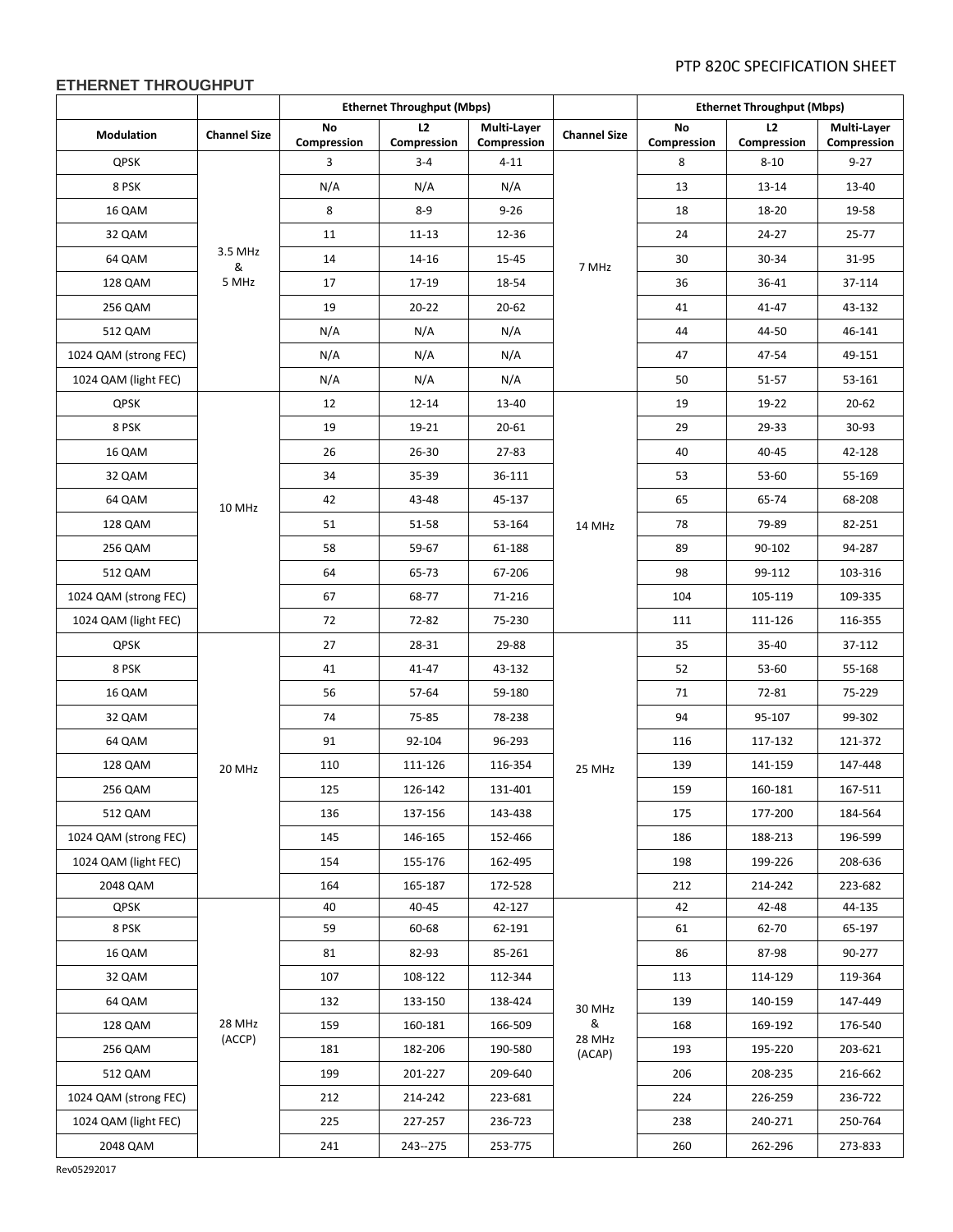## ETHERNET THROUGHPUT

| | | Ethernet Throughput (Mbps) | | | | Ethernet Throughput (Mbps) | | |
|---|---|---|---|---|---|---|---|---|
| **Modulation** | **Channel Size** | **No Compression** | **L2 Compression** | **Multi-Layer Compression** | **Channel Size** | **No Compression** | **L2 Compression** | **Multi-Layer Compression** |
| QPSK | 3.5 MHz & 5 MHz | 3 | 3-4 | 4-11 | 7 MHz | 8 | 8-10 | 9-27 |
| 8 PSK | | N/A | N/A | N/A | | 13 | 13-14 | 13-40 |
| 16 QAM | | 8 | 8-9 | 9-26 | | 18 | 18-20 | 19-58 |
| 32 QAM | | 11 | 11-13 | 12-36 | | 24 | 24-27 | 25-77 |
| 64 QAM | | 14 | 14-16 | 15-45 | | 30 | 30-34 | 31-95 |
| 128 QAM | | 17 | 17-19 | 18-54 | | 36 | 36-41 | 37-114 |
| 256 QAM | | 19 | 20-22 | 20-62 | | 41 | 41-47 | 43-132 |
| 512 QAM | | N/A | N/A | N/A | | 44 | 44-50 | 46-141 |
| 1024 QAM (strong FEC) | | N/A | N/A | N/A | | 47 | 47-54 | 49-151 |
| 1024 QAM (light FEC) | | N/A | N/A | N/A | | 50 | 51-57 | 53-161 |
| QPSK | 10 MHz | 12 | 12-14 | 13-40 | 14 MHz | 19 | 19-22 | 20-62 |
| 8 PSK | | 19 | 19-21 | 20-61 | | 29 | 29-33 | 30-93 |
| 16 QAM | | 26 | 26-30 | 27-83 | | 40 | 40-45 | 42-128 |
| 32 QAM | | 34 | 35-39 | 36-111 | | 53 | 53-60 | 55-169 |
| 64 QAM | | 42 | 43-48 | 45-137 | | 65 | 65-74 | 68-208 |
| 128 QAM | | 51 | 51-58 | 53-164 | | 78 | 79-89 | 82-251 |
| 256 QAM | | 58 | 59-67 | 61-188 | | 89 | 90-102 | 94-287 |
| 512 QAM | | 64 | 65-73 | 67-206 | | 98 | 99-112 | 103-316 |
| 1024 QAM (strong FEC) | | 67 | 68-77 | 71-216 | | 104 | 105-119 | 109-335 |
| 1024 QAM (light FEC) | | 72 | 72-82 | 75-230 | | 111 | 111-126 | 116-355 |
| QPSK | 20 MHz | 27 | 28-31 | 29-88 | 25 MHz | 35 | 35-40 | 37-112 |
| 8 PSK | | 41 | 41-47 | 43-132 | | 52 | 53-60 | 55-168 |
| 16 QAM | | 56 | 57-64 | 59-180 | | 71 | 72-81 | 75-229 |
| 32 QAM | | 74 | 75-85 | 78-238 | | 94 | 95-107 | 99-302 |
| 64 QAM | | 91 | 92-104 | 96-293 | | 116 | 117-132 | 121-372 |
| 128 QAM | | 110 | 111-126 | 116-354 | | 139 | 141-159 | 147-448 |
| 256 QAM | | 125 | 126-142 | 131-401 | | 159 | 160-181 | 167-511 |
| 512 QAM | | 136 | 137-156 | 143-438 | | 175 | 177-200 | 184-564 |
| 1024 QAM (strong FEC) | | 145 | 146-165 | 152-466 | | 186 | 188-213 | 196-599 |
| 1024 QAM (light FEC) | | 154 | 155-176 | 162-495 | | 198 | 199-226 | 208-636 |
| 2048 QAM | | 164 | 165-187 | 172-528 | | 212 | 214-242 | 223-682 |
| QPSK | 28 MHz (ACCP) | 40 | 40-45 | 42-127 | 30 MHz & 28 MHz (ACAP) | 42 | 42-48 | 44-135 |
| 8 PSK | | 59 | 60-68 | 62-191 | | 61 | 62-70 | 65-197 |
| 16 QAM | | 81 | 82-93 | 85-261 | | 86 | 87-98 | 90-277 |
| 32 QAM | | 107 | 108-122 | 112-344 | | 113 | 114-129 | 119-364 |
| 64 QAM | | 132 | 133-150 | 138-424 | | 139 | 140-159 | 147-449 |
| 128 QAM | | 159 | 160-181 | 166-509 | | 168 | 169-192 | 176-540 |
| 256 QAM | | 181 | 182-206 | 190-580 | | 193 | 195-220 | 203-621 |
| 512 QAM | | 199 | 201-227 | 209-640 | | 206 | 208-235 | 216-662 |
| 1024 QAM (strong FEC) | | 212 | 214-242 | 223-681 | | 224 | 226-259 | 236-722 |
| 1024 QAM (light FEC) | | 225 | 227-257 | 236-723 | | 238 | 240-271 | 250-764 |
| 2048 QAM | | 241 | 243--275 | 253-775 | | 260 | 262-296 | 273-833 |

Rev05292017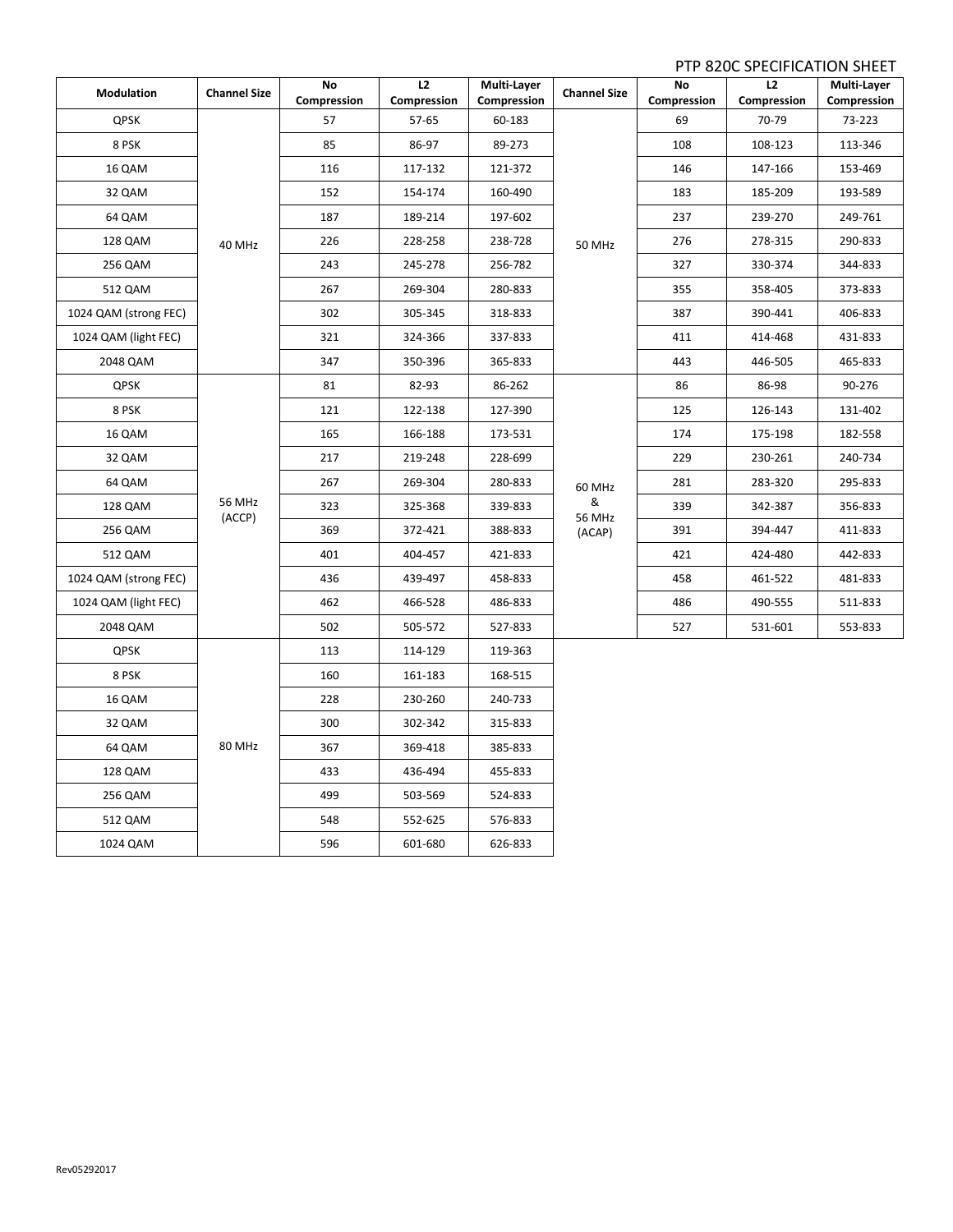| Modulation | Channel Size | No Compression | L2 Compression | Multi-Layer Compression | Channel Size | No Compression | L2 Compression | Multi-Layer Compression |
|---|---|---|---|---|---|---|---|---|
| QPSK | 40 MHz | 57 | 57-65 | 60-183 | 50 MHz | 69 | 70-79 | 73-223 |
| 8 PSK | | 85 | 86-97 | 89-273 | | 108 | 108-123 | 113-346 |
| 16 QAM | | 116 | 117-132 | 121-372 | | 146 | 147-166 | 153-469 |
| 32 QAM | | 152 | 154-174 | 160-490 | | 183 | 185-209 | 193-589 |
| 64 QAM | | 187 | 189-214 | 197-602 | | 237 | 239-270 | 249-761 |
| 128 QAM | | 226 | 228-258 | 238-728 | | 276 | 278-315 | 290-833 |
| 256 QAM | | 243 | 245-278 | 256-782 | | 327 | 330-374 | 344-833 |
| 512 QAM | | 267 | 269-304 | 280-833 | | 355 | 358-405 | 373-833 |
| 1024 QAM (strong FEC) | | 302 | 305-345 | 318-833 | | 387 | 390-441 | 406-833 |
| 1024 QAM (light FEC) | | 321 | 324-366 | 337-833 | | 411 | 414-468 | 431-833 |
| 2048 QAM | | 347 | 350-396 | 365-833 | | 443 | 446-505 | 465-833 |
| QPSK | 56 MHz (ACCP) | 81 | 82-93 | 86-262 | 60 MHz & 56 MHz (ACAP) | 86 | 86-98 | 90-276 |
| 8 PSK | | 121 | 122-138 | 127-390 | | 125 | 126-143 | 131-402 |
| 16 QAM | | 165 | 166-188 | 173-531 | | 174 | 175-198 | 182-558 |
| 32 QAM | | 217 | 219-248 | 228-699 | | 229 | 230-261 | 240-734 |
| 64 QAM | | 267 | 269-304 | 280-833 | | 281 | 283-320 | 295-833 |
| 128 QAM | | 323 | 325-368 | 339-833 | | 339 | 342-387 | 356-833 |
| 256 QAM | | 369 | 372-421 | 388-833 | | 391 | 394-447 | 411-833 |
| 512 QAM | | 401 | 404-457 | 421-833 | | 421 | 424-480 | 442-833 |
| 1024 QAM (strong FEC) | | 436 | 439-497 | 458-833 | | 458 | 461-522 | 481-833 |
| 1024 QAM (light FEC) | | 462 | 466-528 | 486-833 | | 486 | 490-555 | 511-833 |
| 2048 QAM | | 502 | 505-572 | 527-833 | | 527 | 531-601 | 553-833 |
| QPSK | 80 MHz | 113 | 114-129 | 119-363 | | | | |
| 8 PSK | | 160 | 161-183 | 168-515 | | | | |
| 16 QAM | | 228 | 230-260 | 240-733 | | | | |
| 32 QAM | | 300 | 302-342 | 315-833 | | | | |
| 64 QAM | | 367 | 369-418 | 385-833 | | | | |
| 128 QAM | | 433 | 436-494 | 455-833 | | | | |
| 256 QAM | | 499 | 503-569 | 524-833 | | | | |
| 512 QAM | | 548 | 552-625 | 576-833 | | | | |
| 1024 QAM | | 596 | 601-680 | 626-833 | | | | |

Rev05292017